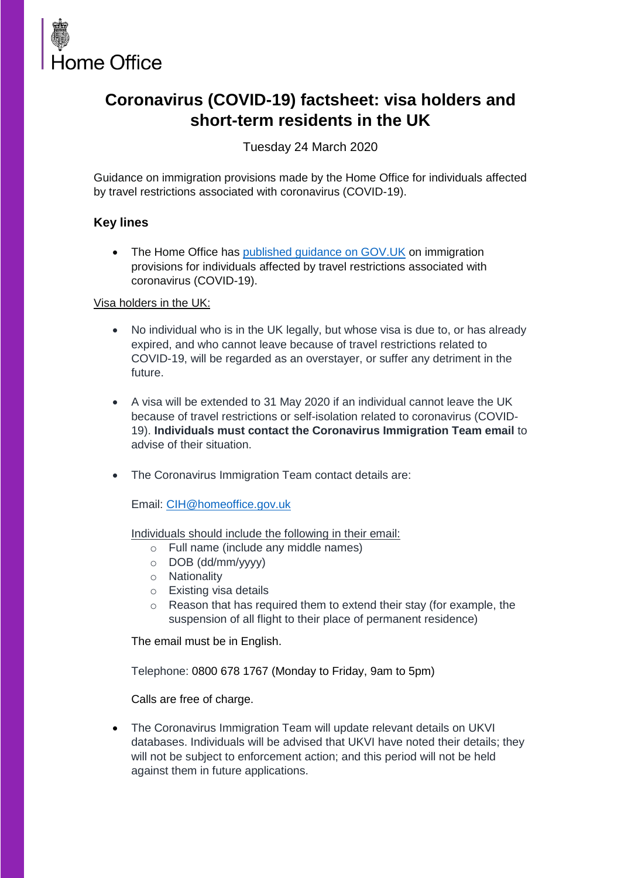Home Office

# Coronavirus (COVID-19) factsheet: visa holders and short-term residents in the UK

Tuesday 24 March 2020

Guidance on immigration provisions made by the Home Office for individuals affected by travel restrictions associated with coronavirus (COVID-19).

## Key lines

- The Home Office has [published guidance on GOV.UK](#) on immigration provisions for individuals affected by travel restrictions associated with coronavirus (COVID-19).

Visa holders in the UK:

- No individual who is in the UK legally, but whose visa is due to, or has already expired, and who cannot leave because of travel restrictions related to COVID-19, will be regarded as an overstayer, or suffer any detriment in the future.

- A visa will be extended to 31 May 2020 if an individual cannot leave the UK because of travel restrictions or self-isolation related to coronavirus (COVID-19). **Individuals must contact the Coronavirus Immigration Team email** to advise of their situation.

- The Coronavirus Immigration Team contact details are:

  Email: [CIH@homeoffice.gov.uk](mailto:CIH@homeoffice.gov.uk)

  Individuals should include the following in their email:
  - Full name (include any middle names)
  - DOB (dd/mm/yyyy)
  - Nationality
  - Existing visa details
  - Reason that has required them to extend their stay (for example, the suspension of all flight to their place of permanent residence)

  The email must be in English.

  Telephone: 0800 678 1767 (Monday to Friday, 9am to 5pm)

  Calls are free of charge.

- The Coronavirus Immigration Team will update relevant details on UKVI databases. Individuals will be advised that UKVI have noted their details; they will not be subject to enforcement action; and this period will not be held against them in future applications.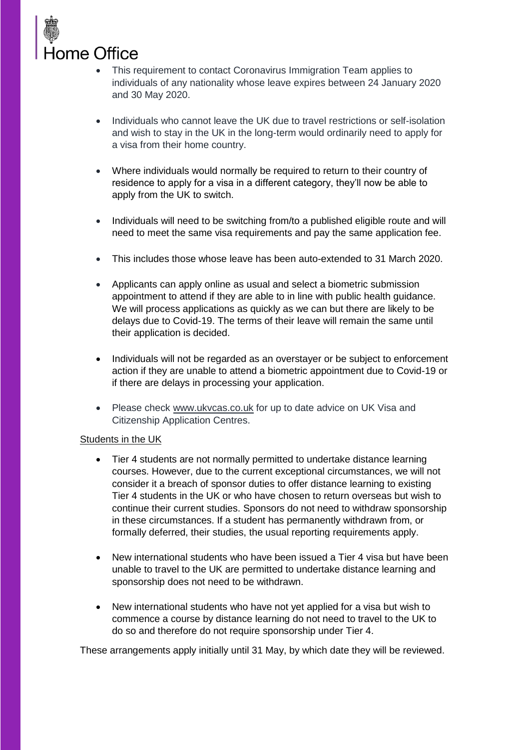- This requirement to contact Coronavirus Immigration Team applies to individuals of any nationality whose leave expires between 24 January 2020 and 30 May 2020.

- Individuals who cannot leave the UK due to travel restrictions or self-isolation and wish to stay in the UK in the long-term would ordinarily need to apply for a visa from their home country.

- Where individuals would normally be required to return to their country of residence to apply for a visa in a different category, they'll now be able to apply from the UK to switch.

- Individuals will need to be switching from/to a published eligible route and will need to meet the same visa requirements and pay the same application fee.

- This includes those whose leave has been auto-extended to 31 March 2020.

- Applicants can apply online as usual and select a biometric submission appointment to attend if they are able to in line with public health guidance. We will process applications as quickly as we can but there are likely to be delays due to Covid-19. The terms of their leave will remain the same until their application is decided.

- Individuals will not be regarded as an overstayer or be subject to enforcement action if they are unable to attend a biometric appointment due to Covid-19 or if there are delays in processing your application.

- Please check www.ukvcas.co.uk for up to date advice on UK Visa and Citizenship Application Centres.

Students in the UK

- Tier 4 students are not normally permitted to undertake distance learning courses. However, due to the current exceptional circumstances, we will not consider it a breach of sponsor duties to offer distance learning to existing Tier 4 students in the UK or who have chosen to return overseas but wish to continue their current studies. Sponsors do not need to withdraw sponsorship in these circumstances. If a student has permanently withdrawn from, or formally deferred, their studies, the usual reporting requirements apply.

- New international students who have been issued a Tier 4 visa but have been unable to travel to the UK are permitted to undertake distance learning and sponsorship does not need to be withdrawn.

- New international students who have not yet applied for a visa but wish to commence a course by distance learning do not need to travel to the UK to do so and therefore do not require sponsorship under Tier 4.

These arrangements apply initially until 31 May, by which date they will be reviewed.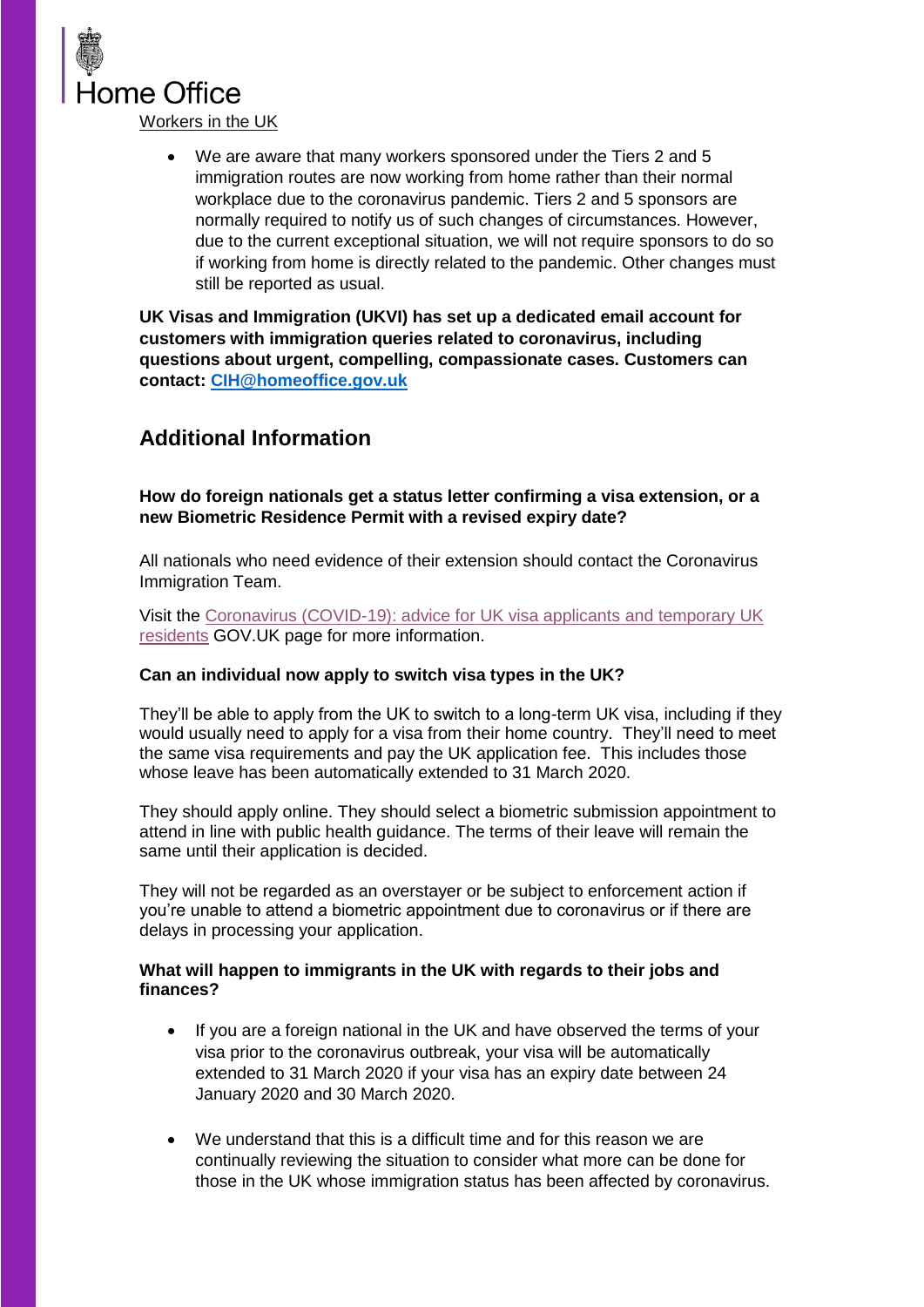Workers in the UK

- We are aware that many workers sponsored under the Tiers 2 and 5 immigration routes are now working from home rather than their normal workplace due to the coronavirus pandemic. Tiers 2 and 5 sponsors are normally required to notify us of such changes of circumstances. However, due to the current exceptional situation, we will not require sponsors to do so if working from home is directly related to the pandemic. Other changes must still be reported as usual.

**UK Visas and Immigration (UKVI) has set up a dedicated email account for customers with immigration queries related to coronavirus, including questions about urgent, compelling, compassionate cases. Customers can contact: [CIH@homeoffice.gov.uk](mailto:CIH@homeoffice.gov.uk)**

## Additional Information

**How do foreign nationals get a status letter confirming a visa extension, or a new Biometric Residence Permit with a revised expiry date?**

All nationals who need evidence of their extension should contact the Coronavirus Immigration Team.

Visit the Coronavirus (COVID-19): advice for UK visa applicants and temporary UK residents GOV.UK page for more information.

**Can an individual now apply to switch visa types in the UK?**

They'll be able to apply from the UK to switch to a long-term UK visa, including if they would usually need to apply for a visa from their home country. They'll need to meet the same visa requirements and pay the UK application fee. This includes those whose leave has been automatically extended to 31 March 2020.

They should apply online. They should select a biometric submission appointment to attend in line with public health guidance. The terms of their leave will remain the same until their application is decided.

They will not be regarded as an overstayer or be subject to enforcement action if you're unable to attend a biometric appointment due to coronavirus or if there are delays in processing your application.

**What will happen to immigrants in the UK with regards to their jobs and finances?**

- If you are a foreign national in the UK and have observed the terms of your visa prior to the coronavirus outbreak, your visa will be automatically extended to 31 March 2020 if your visa has an expiry date between 24 January 2020 and 30 March 2020.

- We understand that this is a difficult time and for this reason we are continually reviewing the situation to consider what more can be done for those in the UK whose immigration status has been affected by coronavirus.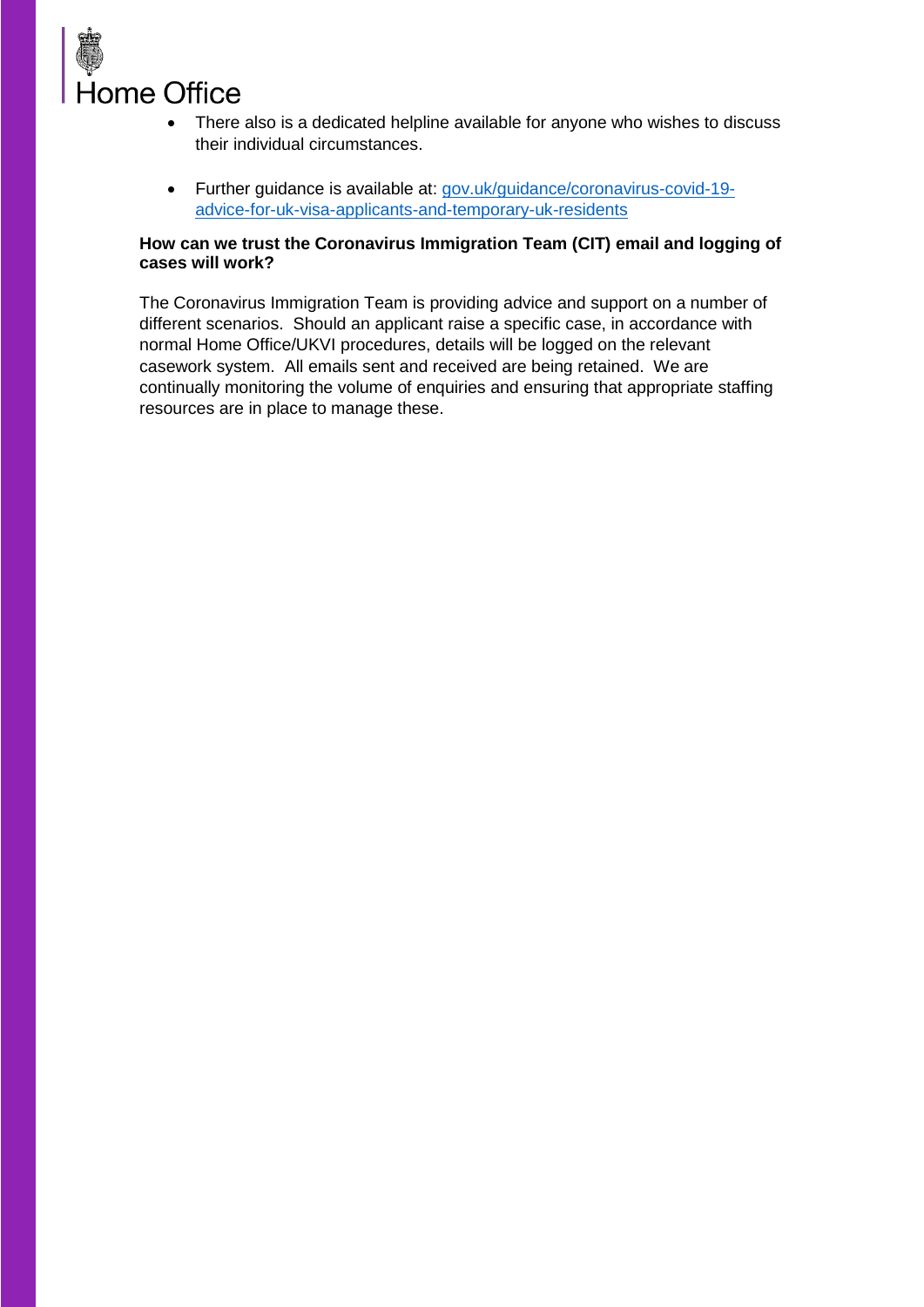- There also is a dedicated helpline available for anyone who wishes to discuss their individual circumstances.

- Further guidance is available at: [gov.uk/guidance/coronavirus-covid-19-advice-for-uk-visa-applicants-and-temporary-uk-residents](https://www.gov.uk/guidance/coronavirus-covid-19-advice-for-uk-visa-applicants-and-temporary-uk-residents)

**How can we trust the Coronavirus Immigration Team (CIT) email and logging of cases will work?**

The Coronavirus Immigration Team is providing advice and support on a number of different scenarios. Should an applicant raise a specific case, in accordance with normal Home Office/UKVI procedures, details will be logged on the relevant casework system. All emails sent and received are being retained. We are continually monitoring the volume of enquiries and ensuring that appropriate staffing resources are in place to manage these.